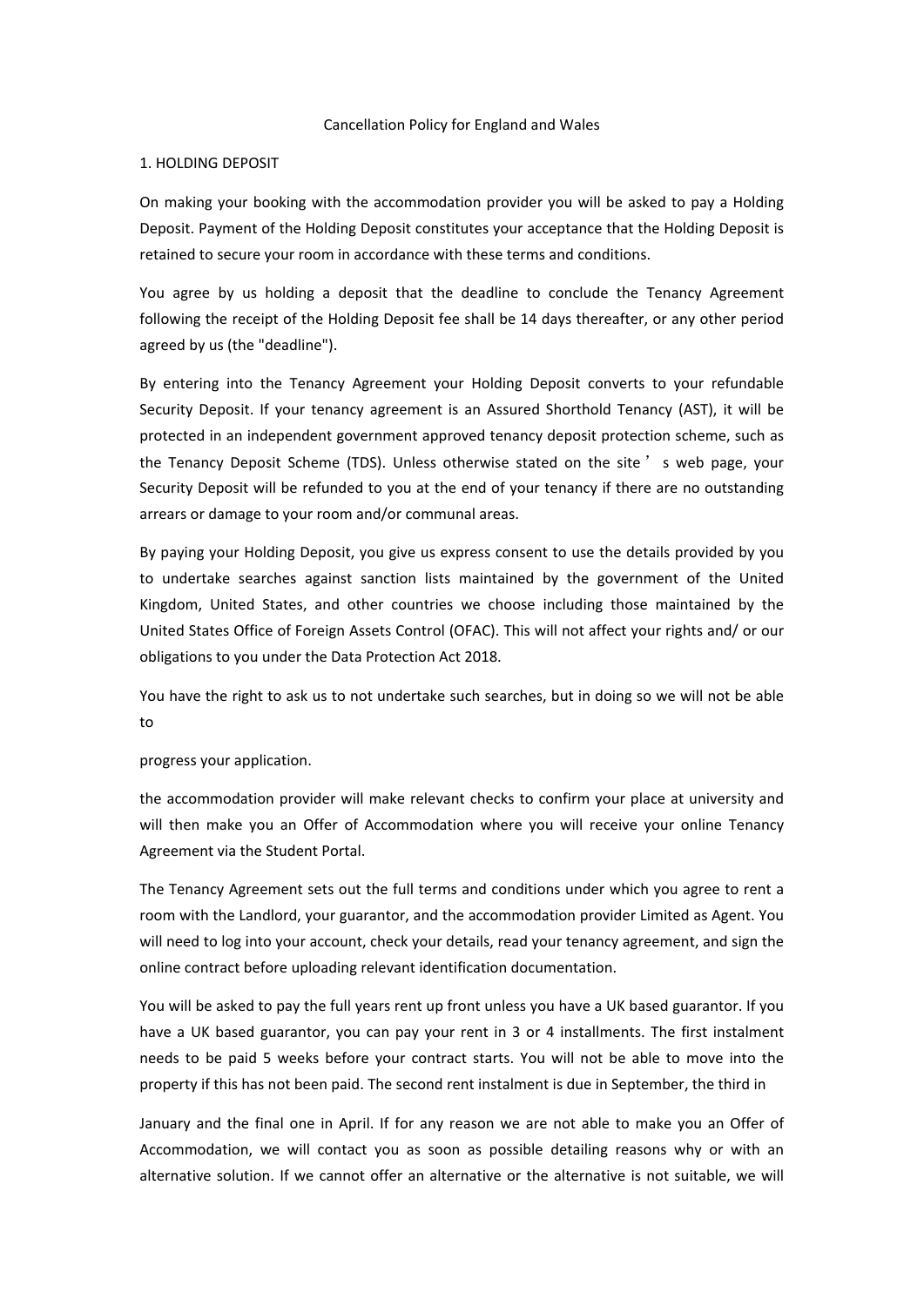Cancellation Policy for England and Wales

## 1. HOLDING DEPOSIT

On making your booking with the accommodation provider you will be asked to pay a Holding Deposit. Payment of the Holding Deposit constitutes your acceptance that the Holding Deposit is retained to secure your room in accordance with these terms and conditions.

You agree by us holding a deposit that the deadline to conclude the Tenancy Agreement following the receipt of the Holding Deposit fee shall be 14 days thereafter, or any other period agreed by us (the "deadline").

By entering into the Tenancy Agreement your Holding Deposit converts to your refundable Security Deposit. If your tenancy agreement is an Assured Shorthold Tenancy (AST), it will be protected in an independent government approved tenancy deposit protection scheme, such as the Tenancy Deposit Scheme (TDS). Unless otherwise stated on the site ' s web page, your Security Deposit will be refunded to you at the end of your tenancy if there are no outstanding arrears or damage to your room and/or communal areas.

By paying your Holding Deposit, you give us express consent to use the details provided by you to undertake searches against sanction lists maintained by the government of the United Kingdom, United States, and other countries we choose including those maintained by the United States Office of Foreign Assets Control (OFAC). This will not affect your rights and/ or our obligations to you under the Data Protection Act 2018.

You have the right to ask us to not undertake such searches, but in doing so we will not be able to

progress your application.

the accommodation provider will make relevant checks to confirm your place at university and will then make you an Offer of Accommodation where you will receive your online Tenancy Agreement via the Student Portal.

The Tenancy Agreement sets out the full terms and conditions under which you agree to rent a room with the Landlord, your guarantor, and the accommodation provider Limited as Agent. You will need to log into your account, check your details, read your tenancy agreement, and sign the online contract before uploading relevant identification documentation.

You will be asked to pay the full years rent up front unless you have a UK based guarantor. If you have a UK based guarantor, you can pay your rent in 3 or 4 installments. The first instalment needs to be paid 5 weeks before your contract starts. You will not be able to move into the property if this has not been paid. The second rent instalment is due in September, the third in

January and the final one in April. If for any reason we are not able to make you an Offer of Accommodation, we will contact you as soon as possible detailing reasons why or with an alternative solution. If we cannot offer an alternative or the alternative is not suitable, we will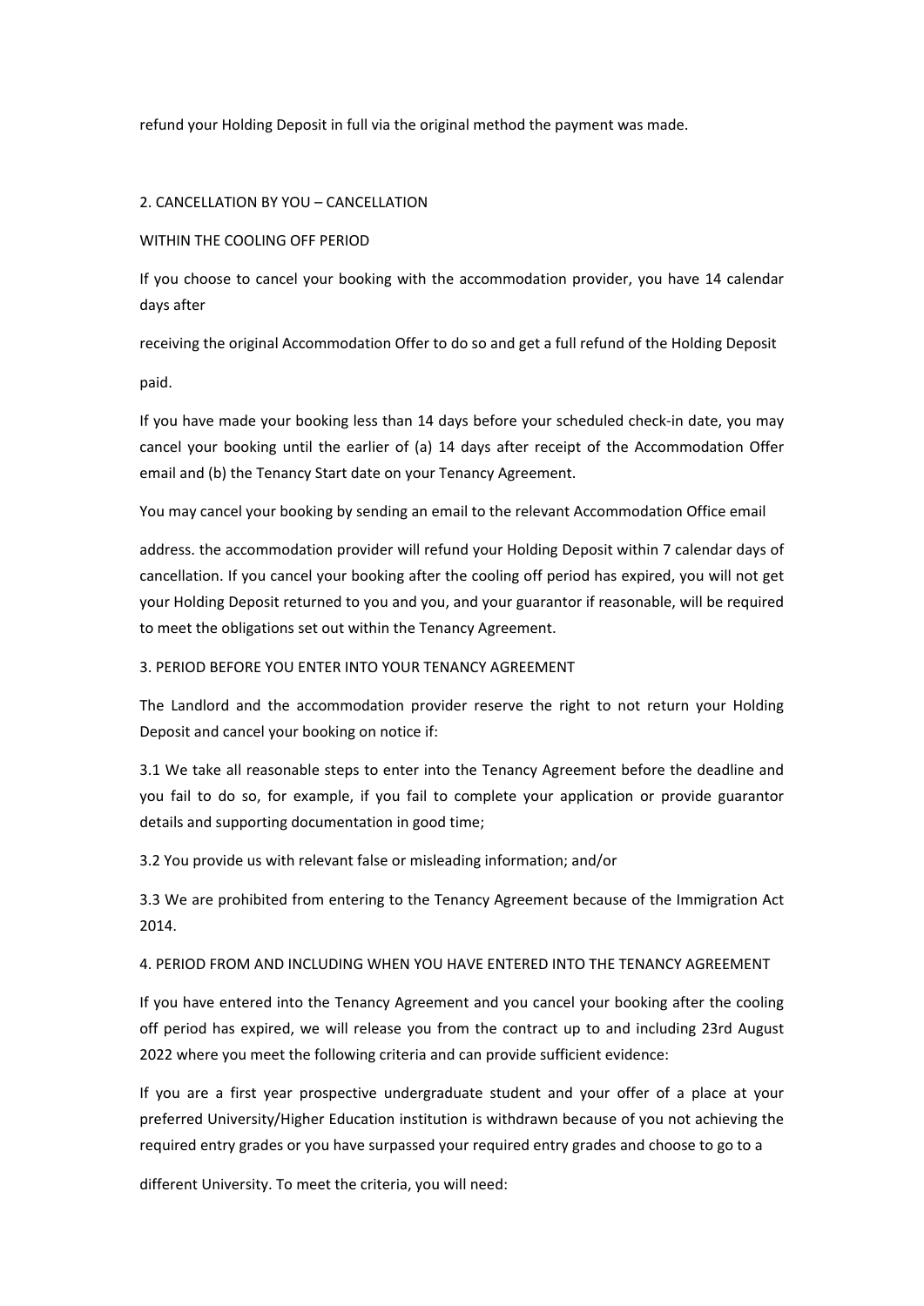refund your Holding Deposit in full via the original method the payment was made.

2. CANCELLATION BY YOU – CANCELLATION

WITHIN THE COOLING OFF PERIOD

If you choose to cancel your booking with the accommodation provider, you have 14 calendar days after

receiving the original Accommodation Offer to do so and get a full refund of the Holding Deposit

paid.

If you have made your booking less than 14 days before your scheduled check-in date, you may cancel your booking until the earlier of (a) 14 days after receipt of the Accommodation Offer email and (b) the Tenancy Start date on your Tenancy Agreement.

You may cancel your booking by sending an email to the relevant Accommodation Office email

address. the accommodation provider will refund your Holding Deposit within 7 calendar days of cancellation. If you cancel your booking after the cooling off period has expired, you will not get your Holding Deposit returned to you and you, and your guarantor if reasonable, will be required to meet the obligations set out within the Tenancy Agreement.

3. PERIOD BEFORE YOU ENTER INTO YOUR TENANCY AGREEMENT

The Landlord and the accommodation provider reserve the right to not return your Holding Deposit and cancel your booking on notice if:

3.1 We take all reasonable steps to enter into the Tenancy Agreement before the deadline and you fail to do so, for example, if you fail to complete your application or provide guarantor details and supporting documentation in good time;

3.2 You provide us with relevant false or misleading information; and/or

3.3 We are prohibited from entering to the Tenancy Agreement because of the Immigration Act 2014.

4. PERIOD FROM AND INCLUDING WHEN YOU HAVE ENTERED INTO THE TENANCY AGREEMENT

If you have entered into the Tenancy Agreement and you cancel your booking after the cooling off period has expired, we will release you from the contract up to and including 23rd August 2022 where you meet the following criteria and can provide sufficient evidence:

If you are a first year prospective undergraduate student and your offer of a place at your preferred University/Higher Education institution is withdrawn because of you not achieving the required entry grades or you have surpassed your required entry grades and choose to go to a

different University. To meet the criteria, you will need: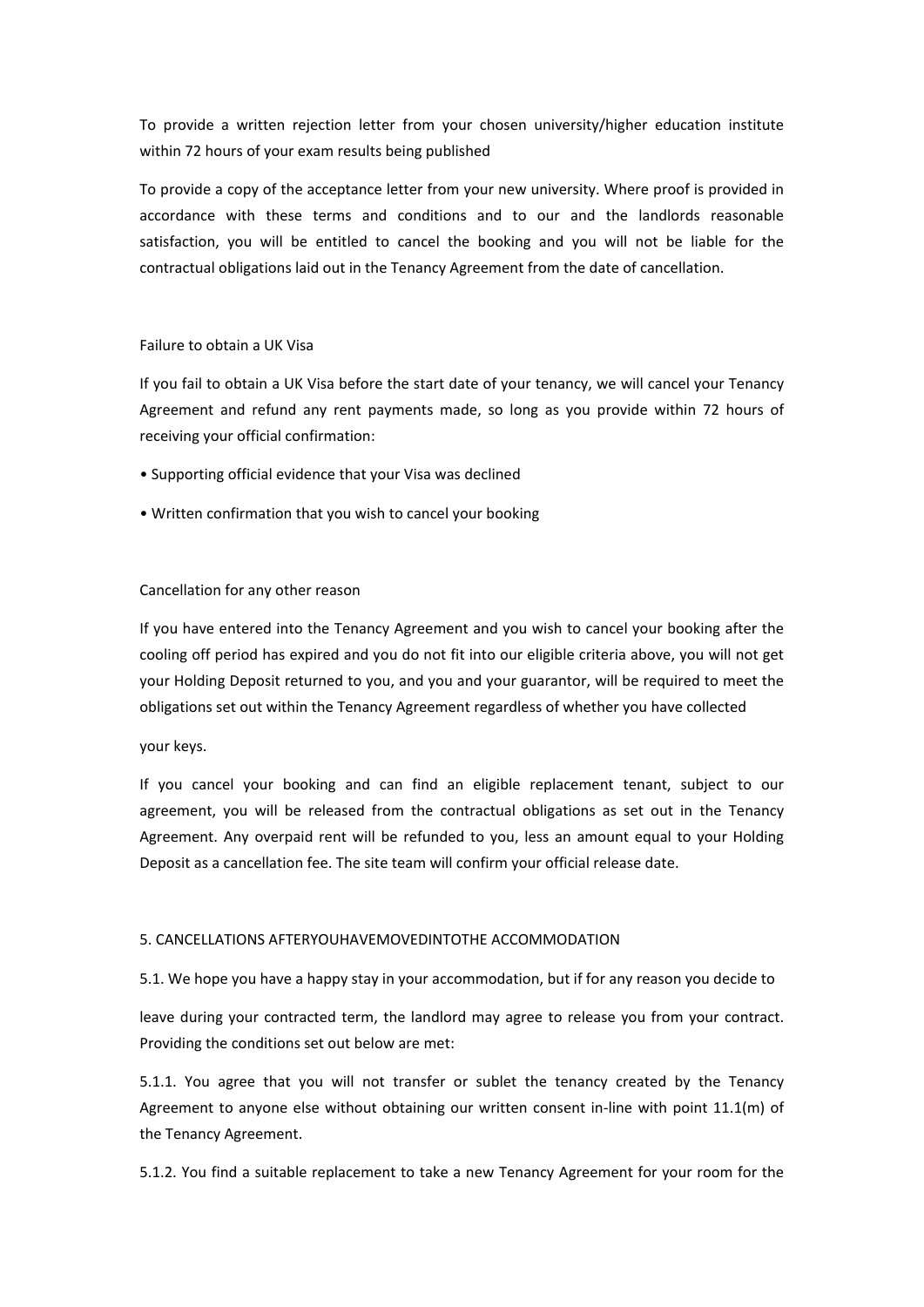To provide a written rejection letter from your chosen university/higher education institute within 72 hours of your exam results being published

To provide a copy of the acceptance letter from your new university. Where proof is provided in accordance with these terms and conditions and to our and the landlords reasonable satisfaction, you will be entitled to cancel the booking and you will not be liable for the contractual obligations laid out in the Tenancy Agreement from the date of cancellation.

Failure to obtain a UK Visa

If you fail to obtain a UK Visa before the start date of your tenancy, we will cancel your Tenancy Agreement and refund any rent payments made, so long as you provide within 72 hours of receiving your official confirmation:

- Supporting official evidence that your Visa was declined
- Written confirmation that you wish to cancel your booking

Cancellation for any other reason

If you have entered into the Tenancy Agreement and you wish to cancel your booking after the cooling off period has expired and you do not fit into our eligible criteria above, you will not get your Holding Deposit returned to you, and you and your guarantor, will be required to meet the obligations set out within the Tenancy Agreement regardless of whether you have collected

your keys.

If you cancel your booking and can find an eligible replacement tenant, subject to our agreement, you will be released from the contractual obligations as set out in the Tenancy Agreement. Any overpaid rent will be refunded to you, less an amount equal to your Holding Deposit as a cancellation fee. The site team will confirm your official release date.

5. CANCELLATIONS AFTERYOUHAVEMOVEDINTOTHE ACCOMMODATION

5.1. We hope you have a happy stay in your accommodation, but if for any reason you decide to

leave during your contracted term, the landlord may agree to release you from your contract. Providing the conditions set out below are met:

5.1.1. You agree that you will not transfer or sublet the tenancy created by the Tenancy Agreement to anyone else without obtaining our written consent in-line with point 11.1(m) of the Tenancy Agreement.

5.1.2. You find a suitable replacement to take a new Tenancy Agreement for your room for the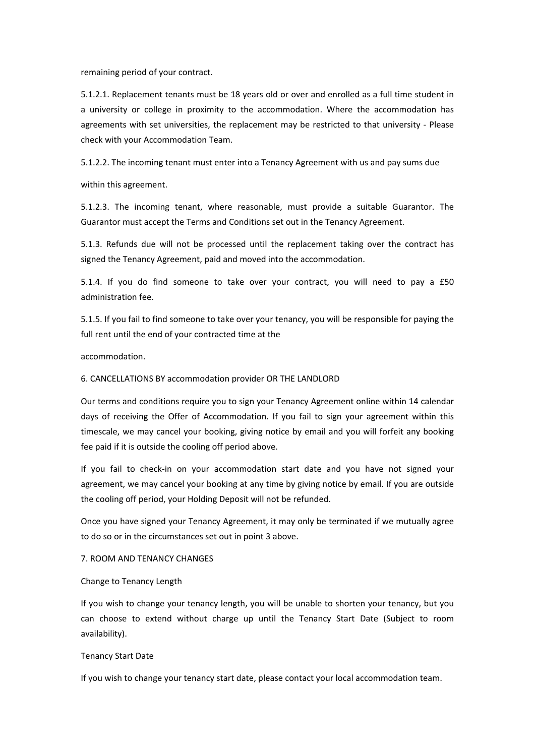remaining period of your contract.

5.1.2.1. Replacement tenants must be 18 years old or over and enrolled as a full time student in a university or college in proximity to the accommodation. Where the accommodation has agreements with set universities, the replacement may be restricted to that university - Please check with your Accommodation Team.

5.1.2.2. The incoming tenant must enter into a Tenancy Agreement with us and pay sums due within this agreement.

5.1.2.3. The incoming tenant, where reasonable, must provide a suitable Guarantor. The Guarantor must accept the Terms and Conditions set out in the Tenancy Agreement.

5.1.3. Refunds due will not be processed until the replacement taking over the contract has signed the Tenancy Agreement, paid and moved into the accommodation.

5.1.4. If you do find someone to take over your contract, you will need to pay a £50 administration fee.

5.1.5. If you fail to find someone to take over your tenancy, you will be responsible for paying the full rent until the end of your contracted time at the accommodation.

## 6. CANCELLATIONS BY accommodation provider OR THE LANDLORD

Our terms and conditions require you to sign your Tenancy Agreement online within 14 calendar days of receiving the Offer of Accommodation. If you fail to sign your agreement within this timescale, we may cancel your booking, giving notice by email and you will forfeit any booking fee paid if it is outside the cooling off period above.

If you fail to check-in on your accommodation start date and you have not signed your agreement, we may cancel your booking at any time by giving notice by email. If you are outside the cooling off period, your Holding Deposit will not be refunded.

Once you have signed your Tenancy Agreement, it may only be terminated if we mutually agree to do so or in the circumstances set out in point 3 above.

## 7. ROOM AND TENANCY CHANGES

### Change to Tenancy Length

If you wish to change your tenancy length, you will be unable to shorten your tenancy, but you can choose to extend without charge up until the Tenancy Start Date (Subject to room availability).

### Tenancy Start Date

If you wish to change your tenancy start date, please contact your local accommodation team.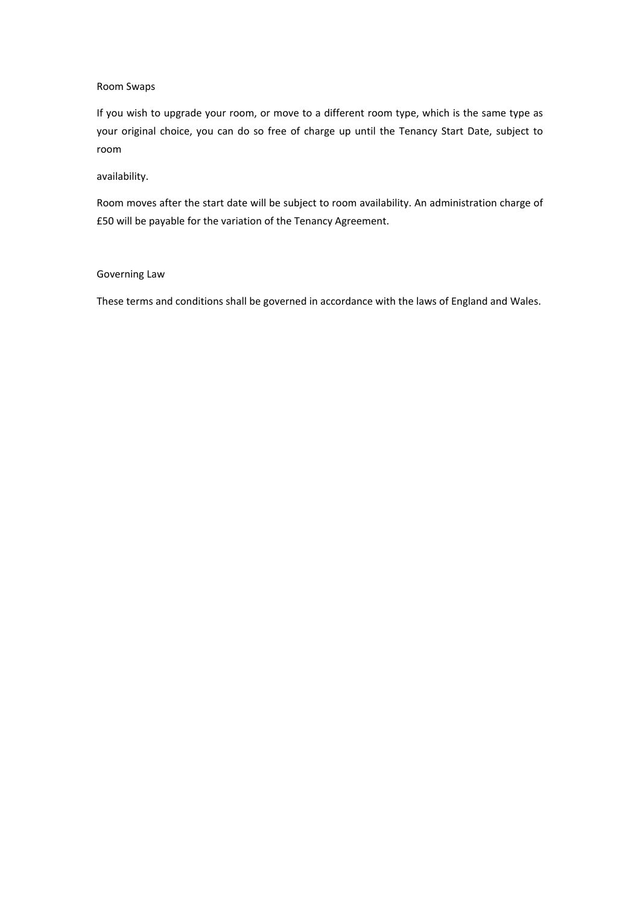## Room Swaps

If you wish to upgrade your room, or move to a different room type, which is the same type as your original choice, you can do so free of charge up until the Tenancy Start Date, subject to room

availability.

Room moves after the start date will be subject to room availability. An administration charge of £50 will be payable for the variation of the Tenancy Agreement.

## Governing Law

These terms and conditions shall be governed in accordance with the laws of England and Wales.